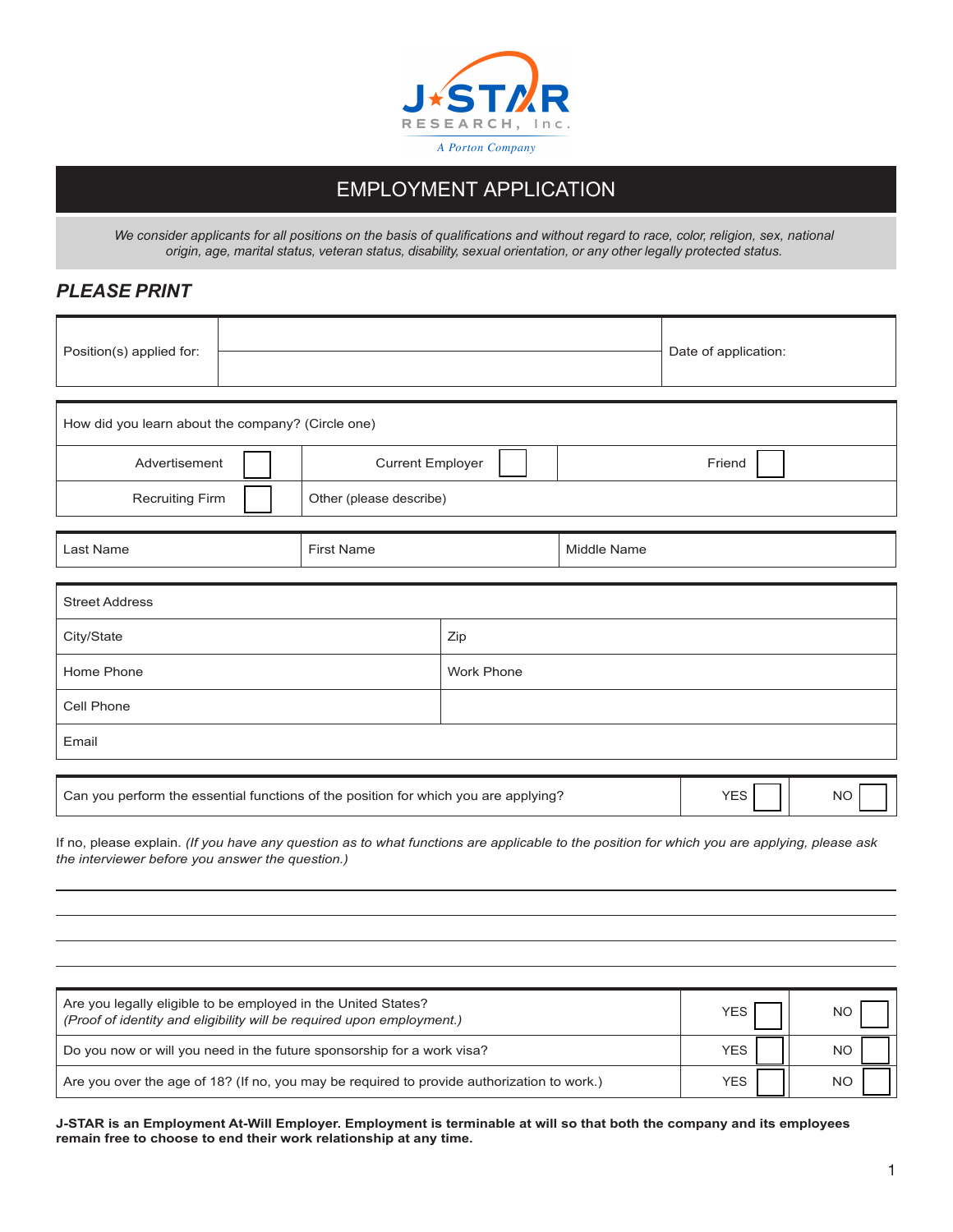J★STAR RESEARCH, Inc.

*A Porton Company*

# EMPLOYMENT APPLICATION

*We consider applicants for all positions on the basis of qualifications and without regard to race, color, religion, sex, national origin, age, marital status, veteran status, disability, sexual orientation, or any other legally protected status.*

## *PLEASE PRINT*

| Position(s) applied for: | | Date of application: |
|---|---|---|
| | | |

| How did you learn about the company? (Circle one) | | |
|---|---|---|
| Advertisement ☐ | Current Employer ☐ | Friend ☐ |
| Recruiting Firm ☐ | Other (please describe) | |

| Last Name | First Name | Middle Name |
|---|---|---|

| Street Address | |
|---|---|
| City/State | Zip |
| Home Phone | Work Phone |
| Cell Phone | |
| Email | |

| Can you perform the essential functions of the position for which you are applying? | YES ☐ | NO ☐ |
|---|---|---|

If no, please explain. *(If you have any question as to what functions are applicable to the position for which you are applying, please ask the interviewer before you answer the question.)*

______________________________________________________________________

______________________________________________________________________

______________________________________________________________________

| Question | | |
|---|---|---|
| Are you legally eligible to be employed in the United States? *(Proof of identity and eligibility will be required upon employment.)* | YES ☐ | NO ☐ |
| Do you now or will you need in the future sponsorship for a work visa? | YES ☐ | NO ☐ |
| Are you over the age of 18? (If no, you may be required to provide authorization to work.) | YES ☐ | NO ☐ |

**J-STAR is an Employment At-Will Employer. Employment is terminable at will so that both the company and its employees remain free to choose to end their work relationship at any time.**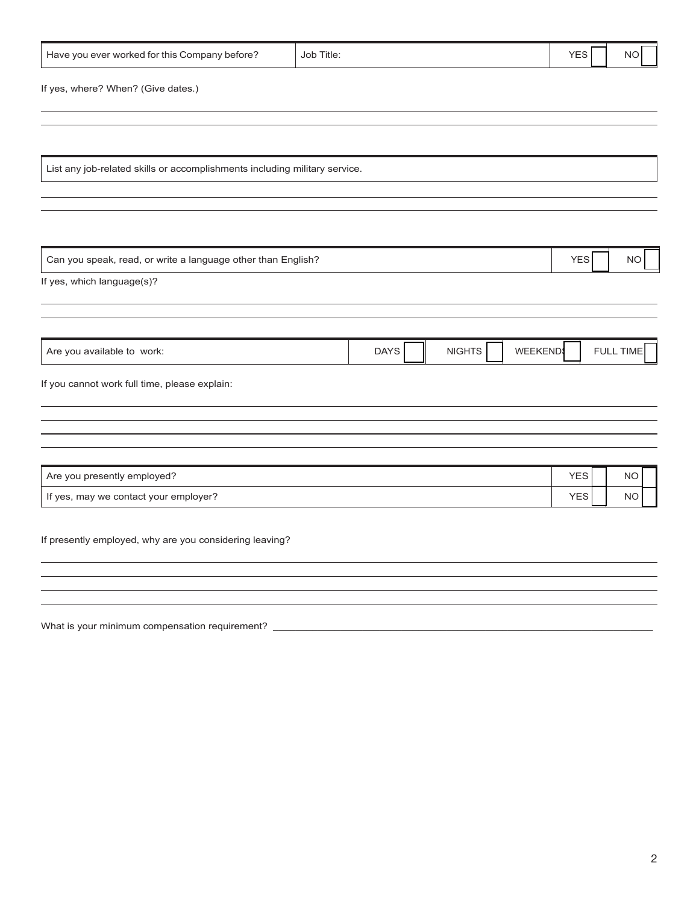| Have you ever worked for this Company before? | Job Title: | YES ☐ | NO ☐ |
|---|---|---|---|

If yes, where? When? (Give dates.)

______________________________________________________________________

______________________________________________________________________

| List any job-related skills or accomplishments including military service. |
|---|

______________________________________________________________________

______________________________________________________________________

| Can you speak, read, or write a language other than English? | YES ☐ | NO ☐ |
|---|---|---|

If yes, which language(s)?

______________________________________________________________________

______________________________________________________________________

| Are you available to work: | DAYS ☐ | NIGHTS ☐ | WEEKENDS ☐ | FULL TIME ☐ |
|---|---|---|---|---|

If you cannot work full time, please explain:

______________________________________________________________________

______________________________________________________________________

______________________________________________________________________

______________________________________________________________________

| Are you presently employed? | YES ☐ | NO ☐ |
|---|---|---|
| If yes, may we contact your employer? | YES ☐ | NO ☐ |

If presently employed, why are you considering leaving?

______________________________________________________________________

______________________________________________________________________

______________________________________________________________________

______________________________________________________________________

What is your minimum compensation requirement? ______________________________________________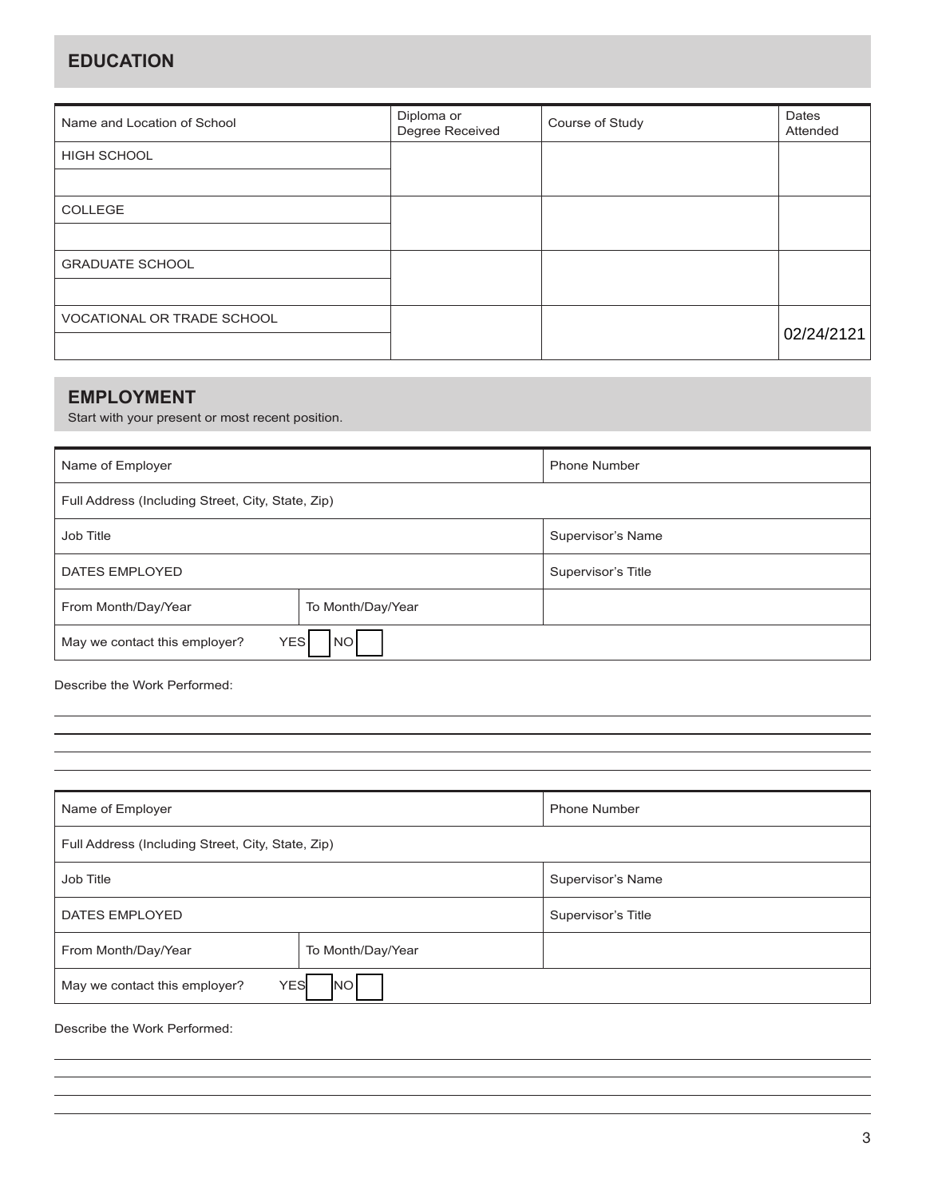## EDUCATION

| Name and Location of School | Diploma or Degree Received | Course of Study | Dates Attended |
|---|---|---|---|
| HIGH SCHOOL | | | |
| | | | |
| COLLEGE | | | |
| | | | |
| GRADUATE SCHOOL | | | |
| | | | |
| VOCATIONAL OR TRADE SCHOOL | | | 02/24/2121 |
| | | | |

## EMPLOYMENT

Start with your present or most recent position.

| Name of Employer | | Phone Number |
|---|---|---|
| Full Address (Including Street, City, State, Zip) | | |
| Job Title | | Supervisor's Name |
| DATES EMPLOYED | | Supervisor's Title |
| From Month/Day/Year | To Month/Day/Year | |
| May we contact this employer? YES ☐ NO ☐ | | |

Describe the Work Performed:

______________________________________________________________________

______________________________________________________________________

______________________________________________________________________

______________________________________________________________________

| Name of Employer | | Phone Number |
|---|---|---|
| Full Address (Including Street, City, State, Zip) | | |
| Job Title | | Supervisor's Name |
| DATES EMPLOYED | | Supervisor's Title |
| From Month/Day/Year | To Month/Day/Year | |
| May we contact this employer? YES ☐ NO ☐ | | |

Describe the Work Performed:

______________________________________________________________________

______________________________________________________________________

______________________________________________________________________

______________________________________________________________________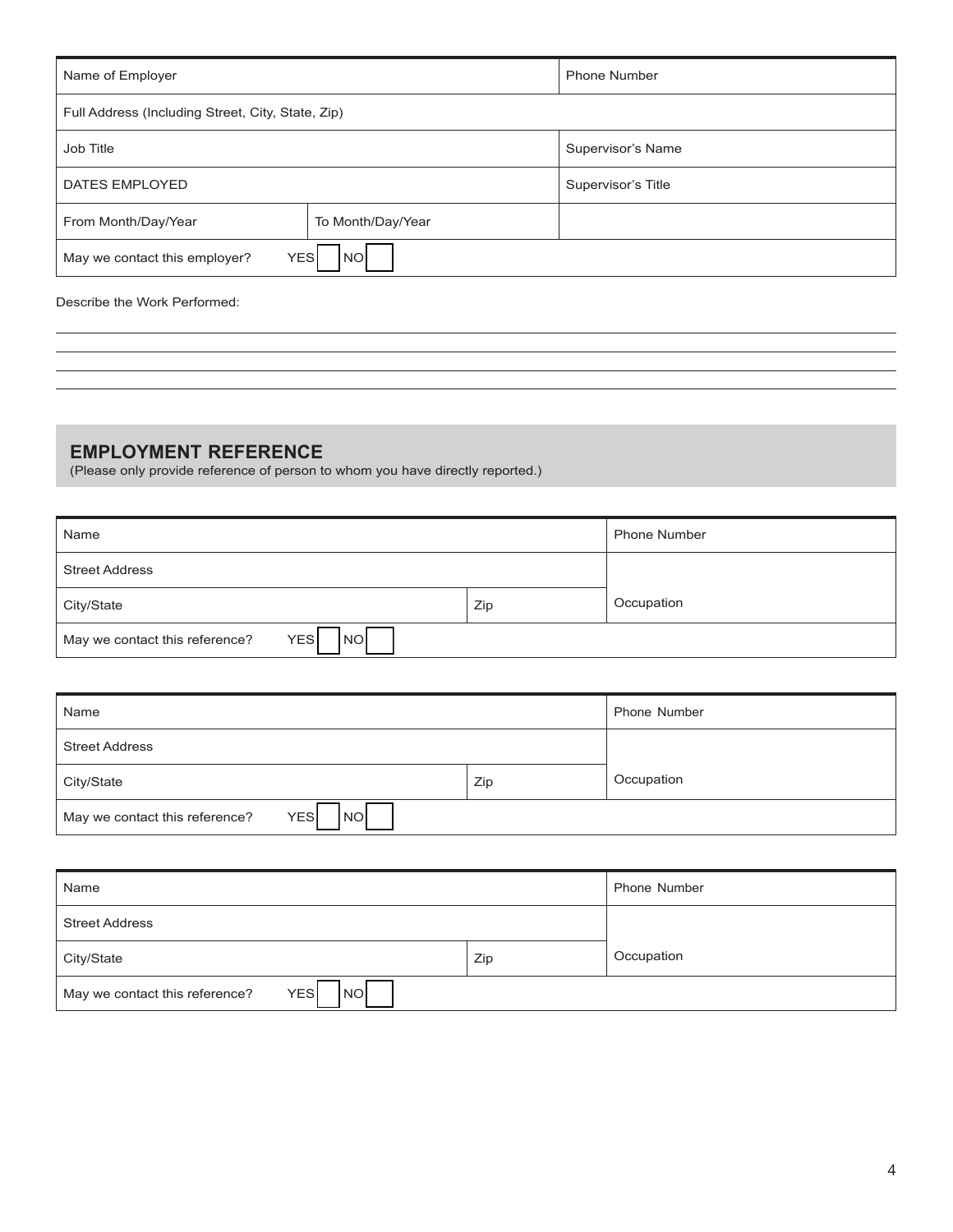| Name of Employer | | Phone Number |
|---|---|---|
| Full Address (Including Street, City, State, Zip) | | |
| Job Title | | Supervisor's Name |
| DATES EMPLOYED | | Supervisor's Title |
| From Month/Day/Year | To Month/Day/Year | |
| May we contact this employer? YES ☐ NO ☐ | | |

Describe the Work Performed:

______________________________________________________________________

______________________________________________________________________

______________________________________________________________________

______________________________________________________________________

## EMPLOYMENT REFERENCE

(Please only provide reference of person to whom you have directly reported.)

| Name | | Phone Number |
|---|---|---|
| Street Address | | |
| City/State | Zip | Occupation |
| May we contact this reference? YES ☐ NO ☐ | | |

| Name | | Phone Number |
|---|---|---|
| Street Address | | |
| City/State | Zip | Occupation |
| May we contact this reference? YES ☐ NO ☐ | | |

| Name | | Phone Number |
|---|---|---|
| Street Address | | |
| City/State | Zip | Occupation |
| May we contact this reference? YES ☐ NO ☐ | | |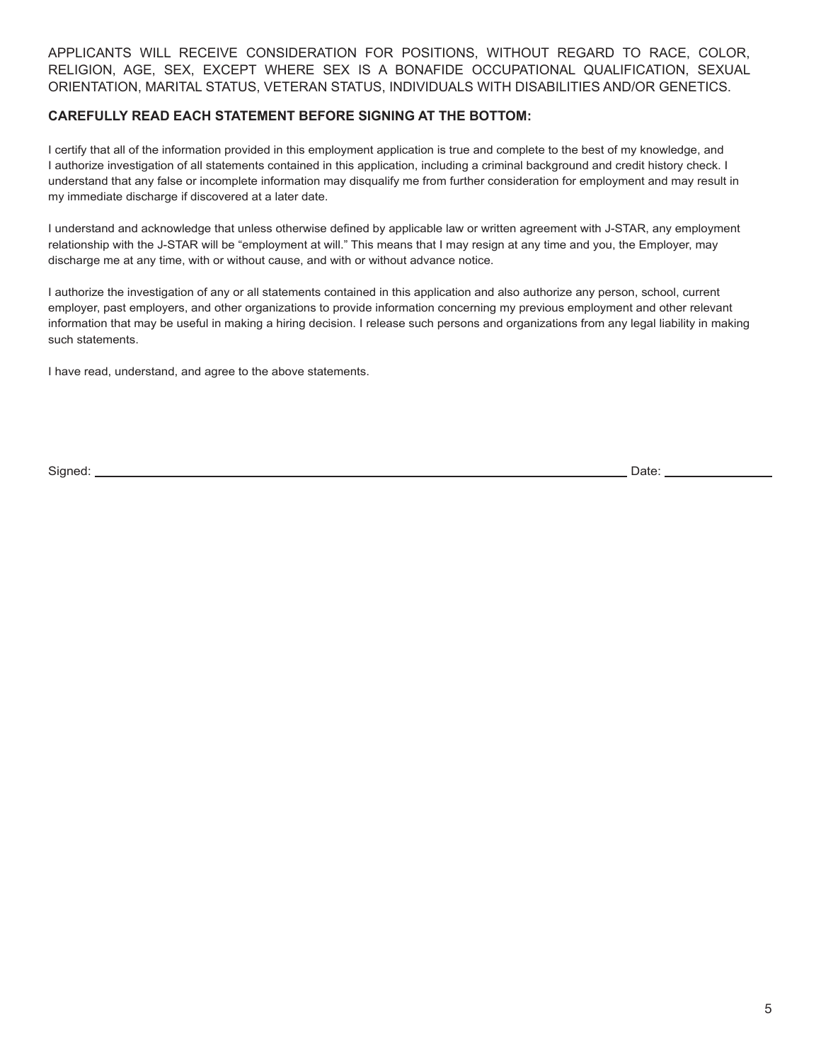APPLICANTS WILL RECEIVE CONSIDERATION FOR POSITIONS, WITHOUT REGARD TO RACE, COLOR, RELIGION, AGE, SEX, EXCEPT WHERE SEX IS A BONAFIDE OCCUPATIONAL QUALIFICATION, SEXUAL ORIENTATION, MARITAL STATUS, VETERAN STATUS, INDIVIDUALS WITH DISABILITIES AND/OR GENETICS.

**CAREFULLY READ EACH STATEMENT BEFORE SIGNING AT THE BOTTOM:**

I certify that all of the information provided in this employment application is true and complete to the best of my knowledge, and I authorize investigation of all statements contained in this application, including a criminal background and credit history check. I understand that any false or incomplete information may disqualify me from further consideration for employment and may result in my immediate discharge if discovered at a later date.

I understand and acknowledge that unless otherwise defined by applicable law or written agreement with J-STAR, any employment relationship with the J-STAR will be "employment at will." This means that I may resign at any time and you, the Employer, may discharge me at any time, with or without cause, and with or without advance notice.

I authorize the investigation of any or all statements contained in this application and also authorize any person, school, current employer, past employers, and other organizations to provide information concerning my previous employment and other relevant information that may be useful in making a hiring decision. I release such persons and organizations from any legal liability in making such statements.

I have read, understand, and agree to the above statements.

Signed: ______________________________________________ Date: ______________